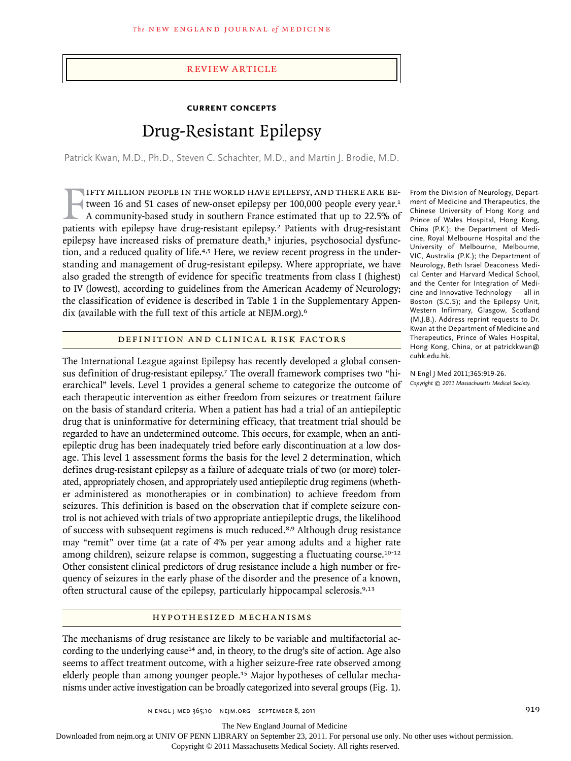Review Article

**Current Concepts**

# Drug-Resistant Epilepsy

Patrick Kwan, M.D., Ph.D., Steven C. Schachter, M.D., and Martin J. Brodie, M.D.

Fifty million people in the world have epilepsy, and there are between 16 and 51 cases of new-onset epilepsy per 100,000 people every year.[1] A community-based study in southern France estimated that up to 22.5% of patients with epilepsy have drug-resistant epilepsy.[2] Patients with drug-resistant epilepsy have increased risks of premature death,[3] injuries, psychosocial dysfunction, and a reduced quality of life.[4,5] Here, we review recent progress in the understanding and management of drug-resistant epilepsy. Where appropriate, we have also graded the strength of evidence for specific treatments from class I (highest) to IV (lowest), according to guidelines from the American Academy of Neurology; the classification of evidence is described in Table 1 in the Supplementary Appendix (available with the full text of this article at NEJM.org).[6]

From the Division of Neurology, Department of Medicine and Therapeutics, the Chinese University of Hong Kong and Prince of Wales Hospital, Hong Kong, China (P.K.); the Department of Medicine, Royal Melbourne Hospital and the University of Melbourne, Melbourne, VIC, Australia (P.K.); the Department of Neurology, Beth Israel Deaconess Medical Center and Harvard Medical School, and the Center for Integration of Medicine and Innovative Technology — all in Boston (S.C.S); and the Epilepsy Unit, Western Infirmary, Glasgow, Scotland (M.J.B.). Address reprint requests to Dr. Kwan at the Department of Medicine and Therapeutics, Prince of Wales Hospital, Hong Kong, China, or at patrickkwan@cuhk.edu.hk.

N Engl J Med 2011;365:919-26.
*Copyright © 2011 Massachusetts Medical Society.*

## Definition and Clinical Risk Factors

The International League against Epilepsy has recently developed a global consensus definition of drug-resistant epilepsy.[7] The overall framework comprises two "hierarchical" levels. Level 1 provides a general scheme to categorize the outcome of each therapeutic intervention as either freedom from seizures or treatment failure on the basis of standard criteria. When a patient has had a trial of an antiepileptic drug that is uninformative for determining efficacy, that treatment trial should be regarded to have an undetermined outcome. This occurs, for example, when an antiepileptic drug has been inadequately tried before early discontinuation at a low dosage. This level 1 assessment forms the basis for the level 2 determination, which defines drug-resistant epilepsy as a failure of adequate trials of two (or more) tolerated, appropriately chosen, and appropriately used antiepileptic drug regimens (whether administered as monotherapies or in combination) to achieve freedom from seizures. This definition is based on the observation that if complete seizure control is not achieved with trials of two appropriate antiepileptic drugs, the likelihood of success with subsequent regimens is much reduced.[8,9] Although drug resistance may "remit" over time (at a rate of 4% per year among adults and a higher rate among children), seizure relapse is common, suggesting a fluctuating course.[10-12] Other consistent clinical predictors of drug resistance include a high number or frequency of seizures in the early phase of the disorder and the presence of a known, often structural cause of the epilepsy, particularly hippocampal sclerosis.[9,13]

## Hypothesized Mechanisms

The mechanisms of drug resistance are likely to be variable and multifactorial according to the underlying cause[14] and, in theory, to the drug's site of action. Age also seems to affect treatment outcome, with a higher seizure-free rate observed among elderly people than among younger people.[15] Major hypotheses of cellular mechanisms under active investigation can be broadly categorized into several groups (Fig. 1).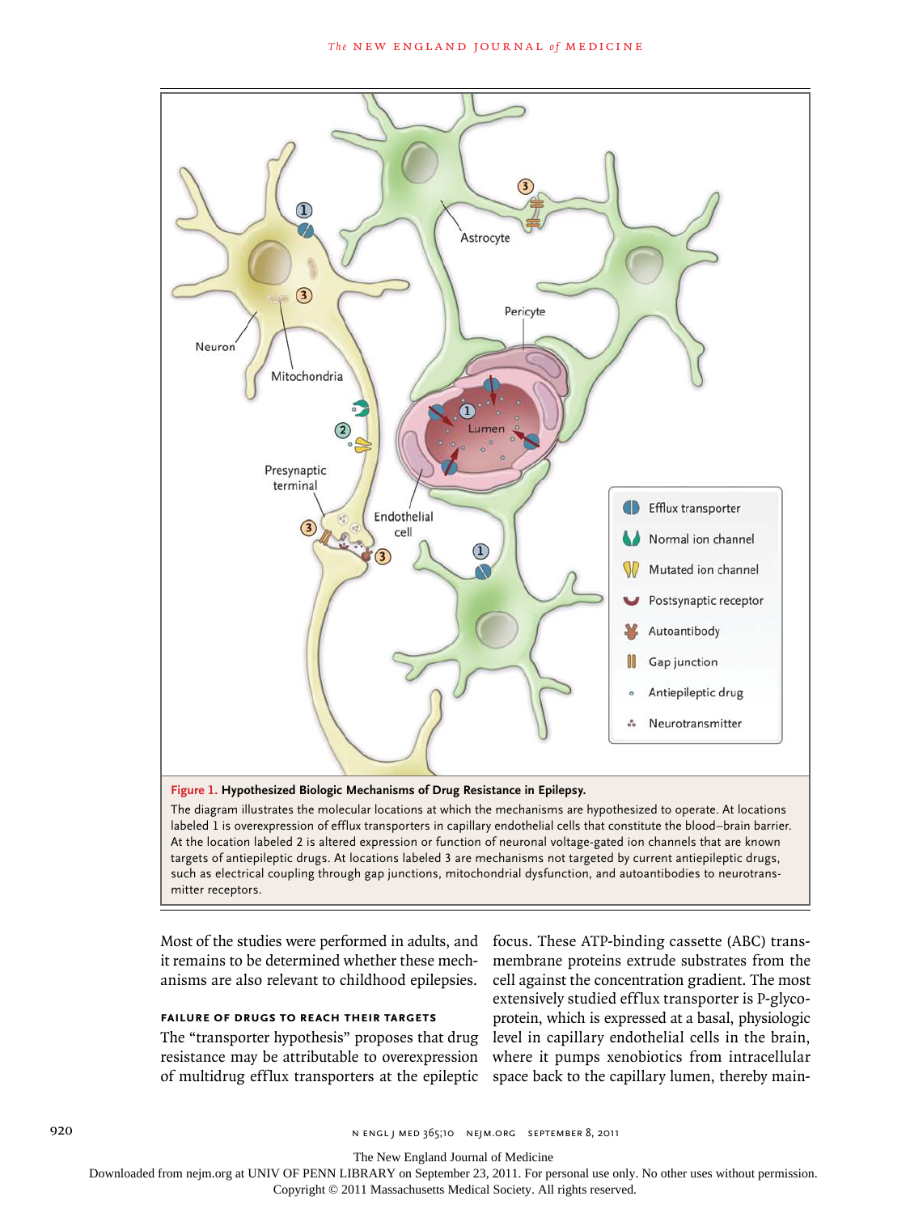**Figure 1. Hypothesized Biologic Mechanisms of Drug Resistance in Epilepsy.**

The diagram illustrates the molecular locations at which the mechanisms are hypothesized to operate. At locations labeled 1 is overexpression of efflux transporters in capillary endothelial cells that constitute the blood–brain barrier. At the location labeled 2 is altered expression or function of neuronal voltage-gated ion channels that are known targets of antiepileptic drugs. At locations labeled 3 are mechanisms not targeted by current antiepileptic drugs, such as electrical coupling through gap junctions, mitochondrial dysfunction, and autoantibodies to neurotransmitter receptors.

Most of the studies were performed in adults, and it remains to be determined whether these mechanisms are also relevant to childhood epilepsies.

### FAILURE OF DRUGS TO REACH THEIR TARGETS

The "transporter hypothesis" proposes that drug resistance may be attributable to overexpression of multidrug efflux transporters at the epileptic focus. These ATP-binding cassette (ABC) transmembrane proteins extrude substrates from the cell against the concentration gradient. The most extensively studied efflux transporter is P-glycoprotein, which is expressed at a basal, physiologic level in capillary endothelial cells in the brain, where it pumps xenobiotics from intracellular space back to the capillary lumen, thereby main-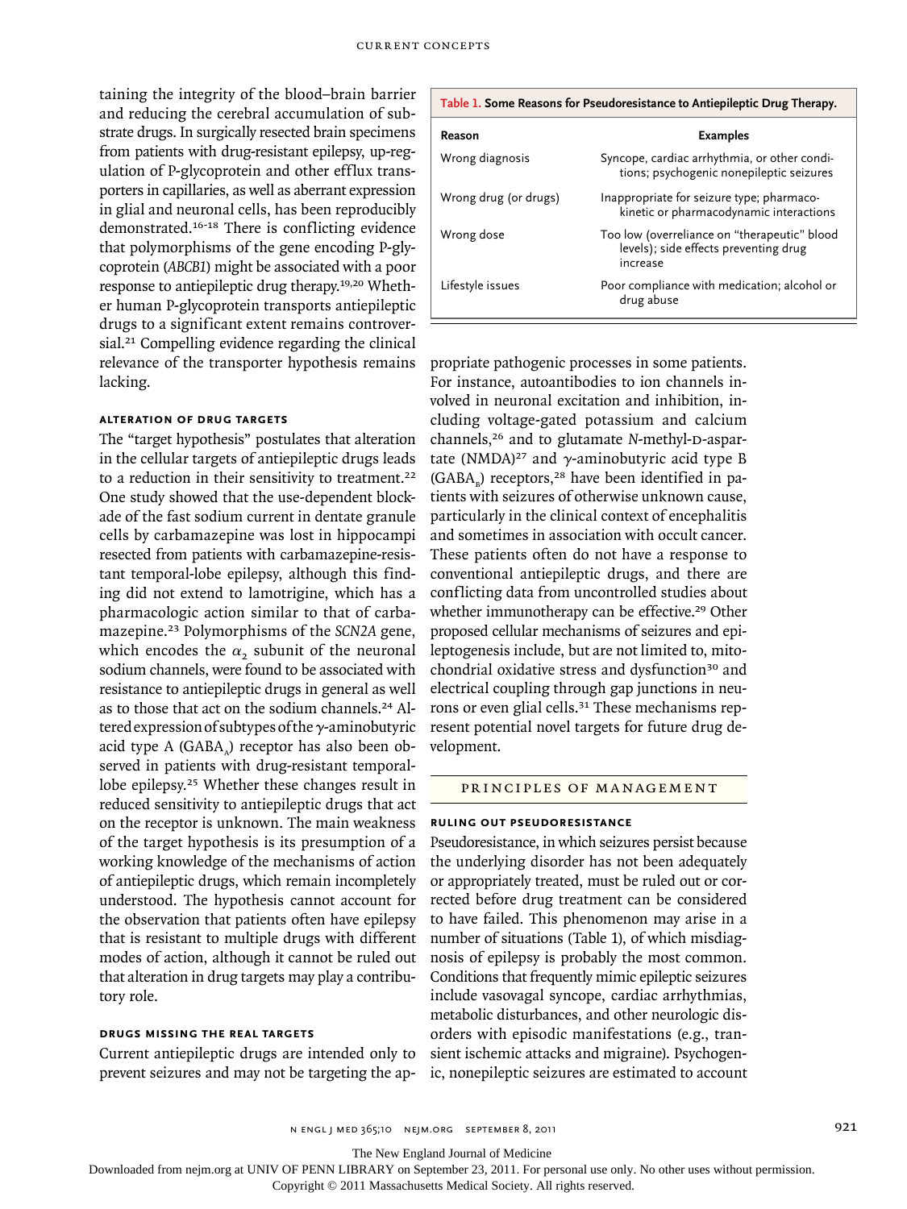taining the integrity of the blood–brain barrier and reducing the cerebral accumulation of substrate drugs. In surgically resected brain specimens from patients with drug-resistant epilepsy, up-regulation of P-glycoprotein and other efflux transporters in capillaries, as well as aberrant expression in glial and neuronal cells, has been reproducibly demonstrated.[16-18] There is conflicting evidence that polymorphisms of the gene encoding P-glycoprotein (*ABCB1*) might be associated with a poor response to antiepileptic drug therapy.[19,20] Whether human P-glycoprotein transports antiepileptic drugs to a significant extent remains controversial.[21] Compelling evidence regarding the clinical relevance of the transporter hypothesis remains lacking.

### ALTERATION OF DRUG TARGETS

The "target hypothesis" postulates that alteration in the cellular targets of antiepileptic drugs leads to a reduction in their sensitivity to treatment.[22] One study showed that the use-dependent blockade of the fast sodium current in dentate granule cells by carbamazepine was lost in hippocampi resected from patients with carbamazepine-resistant temporal-lobe epilepsy, although this finding did not extend to lamotrigine, which has a pharmacologic action similar to that of carbamazepine.[23] Polymorphisms of the *SCN2A* gene, which encodes the $\alpha_2$ subunit of the neuronal sodium channels, were found to be associated with resistance to antiepileptic drugs in general as well as to those that act on the sodium channels.[24] Altered expression of subtypes of the γ-aminobutyric acid type A ($GABA_A$) receptor has also been observed in patients with drug-resistant temporal-lobe epilepsy.[25] Whether these changes result in reduced sensitivity to antiepileptic drugs that act on the receptor is unknown. The main weakness of the target hypothesis is its presumption of a working knowledge of the mechanisms of action of antiepileptic drugs, which remain incompletely understood. The hypothesis cannot account for the observation that patients often have epilepsy that is resistant to multiple drugs with different modes of action, although it cannot be ruled out that alteration in drug targets may play a contributory role.

### DRUGS MISSING THE REAL TARGETS

Current antiepileptic drugs are intended only to prevent seizures and may not be targeting the appropriate pathogenic processes in some patients. For instance, autoantibodies to ion channels involved in neuronal excitation and inhibition, including voltage-gated potassium and calcium channels,[26] and to glutamate *N*-methyl-D-aspartate (NMDA)[27] and γ-aminobutyric acid type B ($GABA_B$) receptors,[28] have been identified in patients with seizures of otherwise unknown cause, particularly in the clinical context of encephalitis and sometimes in association with occult cancer. These patients often do not have a response to conventional antiepileptic drugs, and there are conflicting data from uncontrolled studies about whether immunotherapy can be effective.[29] Other proposed cellular mechanisms of seizures and epileptogenesis include, but are not limited to, mitochondrial oxidative stress and dysfunction[30] and electrical coupling through gap junctions in neurons or even glial cells.[31] These mechanisms represent potential novel targets for future drug development.

**Table 1. Some Reasons for Pseudoresistance to Antiepileptic Drug Therapy.**

| Reason | Examples |
|---|---|
| Wrong diagnosis | Syncope, cardiac arrhythmia, or other conditions; psychogenic nonepileptic seizures |
| Wrong drug (or drugs) | Inappropriate for seizure type; pharmacokinetic or pharmacodynamic interactions |
| Wrong dose | Too low (overreliance on "therapeutic" blood levels); side effects preventing drug increase |
| Lifestyle issues | Poor compliance with medication; alcohol or drug abuse |

## PRINCIPLES OF MANAGEMENT

### RULING OUT PSEUDORESISTANCE

Pseudoresistance, in which seizures persist because the underlying disorder has not been adequately or appropriately treated, must be ruled out or corrected before drug treatment can be considered to have failed. This phenomenon may arise in a number of situations (Table 1), of which misdiagnosis of epilepsy is probably the most common. Conditions that frequently mimic epileptic seizures include vasovagal syncope, cardiac arrhythmias, metabolic disturbances, and other neurologic disorders with episodic manifestations (e.g., transient ischemic attacks and migraine). Psychogenic, nonepileptic seizures are estimated to account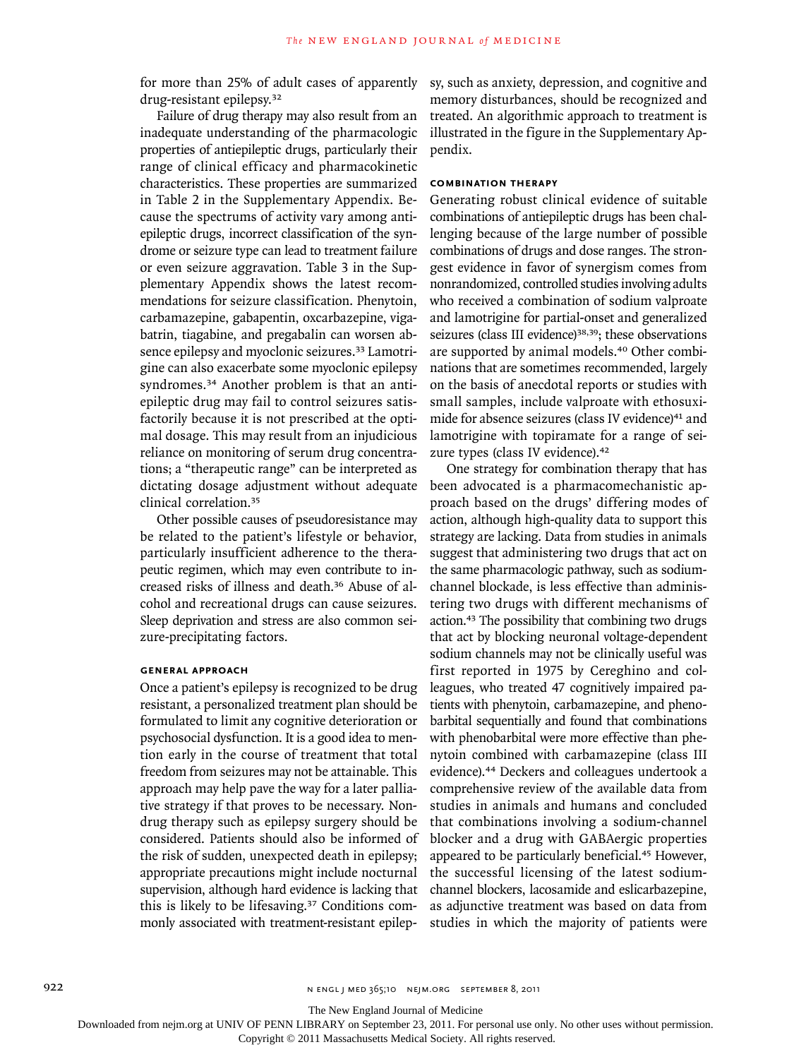for more than 25% of adult cases of apparently drug-resistant epilepsy.[32]

Failure of drug therapy may also result from an inadequate understanding of the pharmacologic properties of antiepileptic drugs, particularly their range of clinical efficacy and pharmacokinetic characteristics. These properties are summarized in Table 2 in the Supplementary Appendix. Because the spectrums of activity vary among antiepileptic drugs, incorrect classification of the syndrome or seizure type can lead to treatment failure or even seizure aggravation. Table 3 in the Supplementary Appendix shows the latest recommendations for seizure classification. Phenytoin, carbamazepine, gabapentin, oxcarbazepine, vigabatrin, tiagabine, and pregabalin can worsen absence epilepsy and myoclonic seizures.[33] Lamotrigine can also exacerbate some myoclonic epilepsy syndromes.[34] Another problem is that an antiepileptic drug may fail to control seizures satisfactorily because it is not prescribed at the optimal dosage. This may result from an injudicious reliance on monitoring of serum drug concentrations; a "therapeutic range" can be interpreted as dictating dosage adjustment without adequate clinical correlation.[35]

Other possible causes of pseudoresistance may be related to the patient's lifestyle or behavior, particularly insufficient adherence to the therapeutic regimen, which may even contribute to increased risks of illness and death.[36] Abuse of alcohol and recreational drugs can cause seizures. Sleep deprivation and stress are also common seizure-precipitating factors.

#### GENERAL APPROACH

Once a patient's epilepsy is recognized to be drug resistant, a personalized treatment plan should be formulated to limit any cognitive deterioration or psychosocial dysfunction. It is a good idea to mention early in the course of treatment that total freedom from seizures may not be attainable. This approach may help pave the way for a later palliative strategy if that proves to be necessary. Nondrug therapy such as epilepsy surgery should be considered. Patients should also be informed of the risk of sudden, unexpected death in epilepsy; appropriate precautions might include nocturnal supervision, although hard evidence is lacking that this is likely to be lifesaving.[37] Conditions commonly associated with treatment-resistant epilepsy, such as anxiety, depression, and cognitive and memory disturbances, should be recognized and treated. An algorithmic approach to treatment is illustrated in the figure in the Supplementary Appendix.

#### COMBINATION THERAPY

Generating robust clinical evidence of suitable combinations of antiepileptic drugs has been challenging because of the large number of possible combinations of drugs and dose ranges. The strongest evidence in favor of synergism comes from nonrandomized, controlled studies involving adults who received a combination of sodium valproate and lamotrigine for partial-onset and generalized seizures (class III evidence)[38,39]; these observations are supported by animal models.[40] Other combinations that are sometimes recommended, largely on the basis of anecdotal reports or studies with small samples, include valproate with ethosuximide for absence seizures (class IV evidence)[41] and lamotrigine with topiramate for a range of seizure types (class IV evidence).[42]

One strategy for combination therapy that has been advocated is a pharmacomechanistic approach based on the drugs' differing modes of action, although high-quality data to support this strategy are lacking. Data from studies in animals suggest that administering two drugs that act on the same pharmacologic pathway, such as sodium-channel blockade, is less effective than administering two drugs with different mechanisms of action.[43] The possibility that combining two drugs that act by blocking neuronal voltage-dependent sodium channels may not be clinically useful was first reported in 1975 by Cereghino and colleagues, who treated 47 cognitively impaired patients with phenytoin, carbamazepine, and phenobarbital sequentially and found that combinations with phenobarbital were more effective than phenytoin combined with carbamazepine (class III evidence).[44] Deckers and colleagues undertook a comprehensive review of the available data from studies in animals and humans and concluded that combinations involving a sodium-channel blocker and a drug with GABAergic properties appeared to be particularly beneficial.[45] However, the successful licensing of the latest sodium-channel blockers, lacosamide and eslicarbazepine, as adjunctive treatment was based on data from studies in which the majority of patients were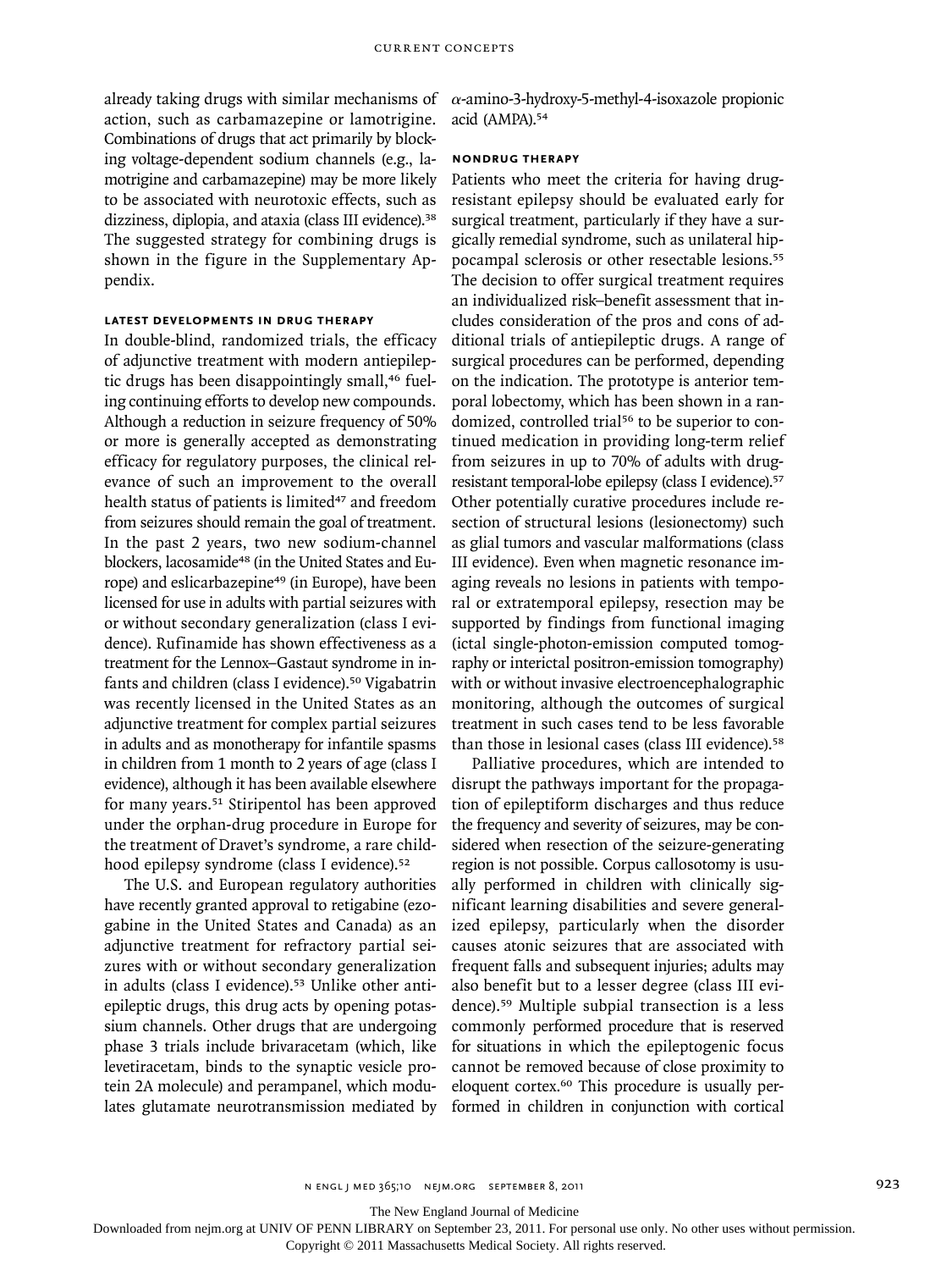already taking drugs with similar mechanisms of action, such as carbamazepine or lamotrigine. Combinations of drugs that act primarily by blocking voltage-dependent sodium channels (e.g., lamotrigine and carbamazepine) may be more likely to be associated with neurotoxic effects, such as dizziness, diplopia, and ataxia (class III evidence).[38] The suggested strategy for combining drugs is shown in the figure in the Supplementary Appendix.

### LATEST DEVELOPMENTS IN DRUG THERAPY

In double-blind, randomized trials, the efficacy of adjunctive treatment with modern antiepileptic drugs has been disappointingly small,[46] fueling continuing efforts to develop new compounds. Although a reduction in seizure frequency of 50% or more is generally accepted as demonstrating efficacy for regulatory purposes, the clinical relevance of such an improvement to the overall health status of patients is limited[47] and freedom from seizures should remain the goal of treatment. In the past 2 years, two new sodium-channel blockers, lacosamide[48] (in the United States and Europe) and eslicarbazepine[49] (in Europe), have been licensed for use in adults with partial seizures with or without secondary generalization (class I evidence). Rufinamide has shown effectiveness as a treatment for the Lennox–Gastaut syndrome in infants and children (class I evidence).[50] Vigabatrin was recently licensed in the United States as an adjunctive treatment for complex partial seizures in adults and as monotherapy for infantile spasms in children from 1 month to 2 years of age (class I evidence), although it has been available elsewhere for many years.[51] Stiripentol has been approved under the orphan-drug procedure in Europe for the treatment of Dravet's syndrome, a rare childhood epilepsy syndrome (class I evidence).[52]

The U.S. and European regulatory authorities have recently granted approval to retigabine (ezogabine in the United States and Canada) as an adjunctive treatment for refractory partial seizures with or without secondary generalization in adults (class I evidence).[53] Unlike other antiepileptic drugs, this drug acts by opening potassium channels. Other drugs that are undergoing phase 3 trials include brivaracetam (which, like levetiracetam, binds to the synaptic vesicle protein 2A molecule) and perampanel, which modulates glutamate neurotransmission mediated by $\alpha$-amino-3-hydroxy-5-methyl-4-isoxazole propionic acid (AMPA).[54]

### NONDRUG THERAPY

Patients who meet the criteria for having drug-resistant epilepsy should be evaluated early for surgical treatment, particularly if they have a surgically remedial syndrome, such as unilateral hippocampal sclerosis or other resectable lesions.[55] The decision to offer surgical treatment requires an individualized risk–benefit assessment that includes consideration of the pros and cons of additional trials of antiepileptic drugs. A range of surgical procedures can be performed, depending on the indication. The prototype is anterior temporal lobectomy, which has been shown in a randomized, controlled trial[56] to be superior to continued medication in providing long-term relief from seizures in up to 70% of adults with drug-resistant temporal-lobe epilepsy (class I evidence).[57] Other potentially curative procedures include resection of structural lesions (lesionectomy) such as glial tumors and vascular malformations (class III evidence). Even when magnetic resonance imaging reveals no lesions in patients with temporal or extratemporal epilepsy, resection may be supported by findings from functional imaging (ictal single-photon-emission computed tomography or interictal positron-emission tomography) with or without invasive electroencephalographic monitoring, although the outcomes of surgical treatment in such cases tend to be less favorable than those in lesional cases (class III evidence).[58]

Palliative procedures, which are intended to disrupt the pathways important for the propagation of epileptiform discharges and thus reduce the frequency and severity of seizures, may be considered when resection of the seizure-generating region is not possible. Corpus callosotomy is usually performed in children with clinically significant learning disabilities and severe generalized epilepsy, particularly when the disorder causes atonic seizures that are associated with frequent falls and subsequent injuries; adults may also benefit but to a lesser degree (class III evidence).[59] Multiple subpial transection is a less commonly performed procedure that is reserved for situations in which the epileptogenic focus cannot be removed because of close proximity to eloquent cortex.[60] This procedure is usually performed in children in conjunction with cortical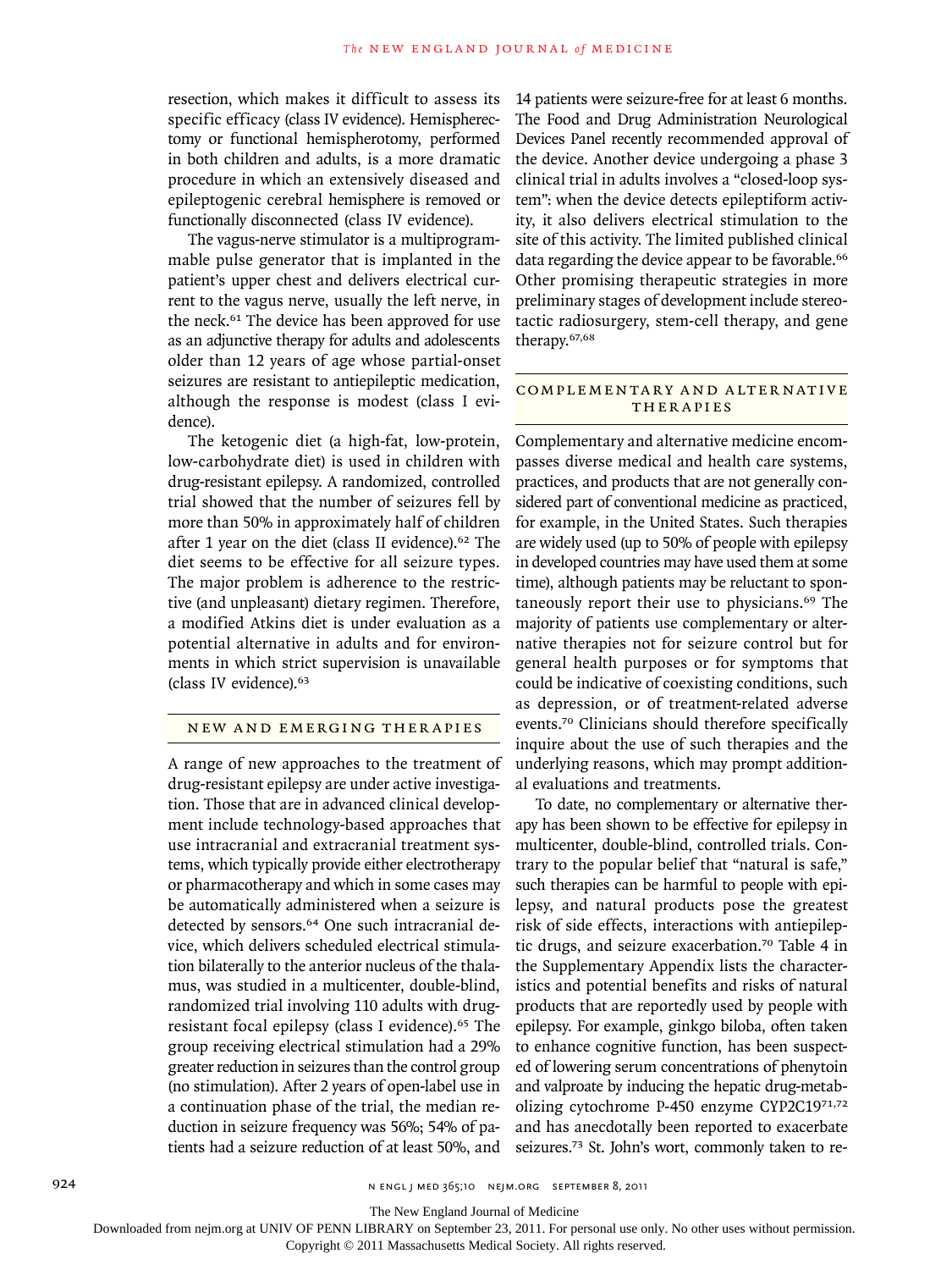resection, which makes it difficult to assess its specific efficacy (class IV evidence). Hemispherectomy or functional hemispherotomy, performed in both children and adults, is a more dramatic procedure in which an extensively diseased and epileptogenic cerebral hemisphere is removed or functionally disconnected (class IV evidence).

The vagus-nerve stimulator is a multiprogrammable pulse generator that is implanted in the patient's upper chest and delivers electrical current to the vagus nerve, usually the left nerve, in the neck.[61] The device has been approved for use as an adjunctive therapy for adults and adolescents older than 12 years of age whose partial-onset seizures are resistant to antiepileptic medication, although the response is modest (class I evidence).

The ketogenic diet (a high-fat, low-protein, low-carbohydrate diet) is used in children with drug-resistant epilepsy. A randomized, controlled trial showed that the number of seizures fell by more than 50% in approximately half of children after 1 year on the diet (class II evidence).[62] The diet seems to be effective for all seizure types. The major problem is adherence to the restrictive (and unpleasant) dietary regimen. Therefore, a modified Atkins diet is under evaluation as a potential alternative in adults and for environments in which strict supervision is unavailable (class IV evidence).[63]

## NEW AND EMERGING THERAPIES

A range of new approaches to the treatment of drug-resistant epilepsy are under active investigation. Those that are in advanced clinical development include technology-based approaches that use intracranial and extracranial treatment systems, which typically provide either electrotherapy or pharmacotherapy and which in some cases may be automatically administered when a seizure is detected by sensors.[64] One such intracranial device, which delivers scheduled electrical stimulation bilaterally to the anterior nucleus of the thalamus, was studied in a multicenter, double-blind, randomized trial involving 110 adults with drug-resistant focal epilepsy (class I evidence).[65] The group receiving electrical stimulation had a 29% greater reduction in seizures than the control group (no stimulation). After 2 years of open-label use in a continuation phase of the trial, the median reduction in seizure frequency was 56%; 54% of patients had a seizure reduction of at least 50%, and 14 patients were seizure-free for at least 6 months. The Food and Drug Administration Neurological Devices Panel recently recommended approval of the device. Another device undergoing a phase 3 clinical trial in adults involves a "closed-loop system": when the device detects epileptiform activity, it also delivers electrical stimulation to the site of this activity. The limited published clinical data regarding the device appear to be favorable.[66] Other promising therapeutic strategies in more preliminary stages of development include stereotactic radiosurgery, stem-cell therapy, and gene therapy.[67,68]

## COMPLEMENTARY AND ALTERNATIVE THERAPIES

Complementary and alternative medicine encompasses diverse medical and health care systems, practices, and products that are not generally considered part of conventional medicine as practiced, for example, in the United States. Such therapies are widely used (up to 50% of people with epilepsy in developed countries may have used them at some time), although patients may be reluctant to spontaneously report their use to physicians.[69] The majority of patients use complementary or alternative therapies not for seizure control but for general health purposes or for symptoms that could be indicative of coexisting conditions, such as depression, or of treatment-related adverse events.[70] Clinicians should therefore specifically inquire about the use of such therapies and the underlying reasons, which may prompt additional evaluations and treatments.

To date, no complementary or alternative therapy has been shown to be effective for epilepsy in multicenter, double-blind, controlled trials. Contrary to the popular belief that "natural is safe," such therapies can be harmful to people with epilepsy, and natural products pose the greatest risk of side effects, interactions with antiepileptic drugs, and seizure exacerbation.[70] Table 4 in the Supplementary Appendix lists the characteristics and potential benefits and risks of natural products that are reportedly used by people with epilepsy. For example, ginkgo biloba, often taken to enhance cognitive function, has been suspected of lowering serum concentrations of phenytoin and valproate by inducing the hepatic drug-metabolizing cytochrome P-450 enzyme CYP2C19[71,72] and has anecdotally been reported to exacerbate seizures.[73] St. John's wort, commonly taken to re-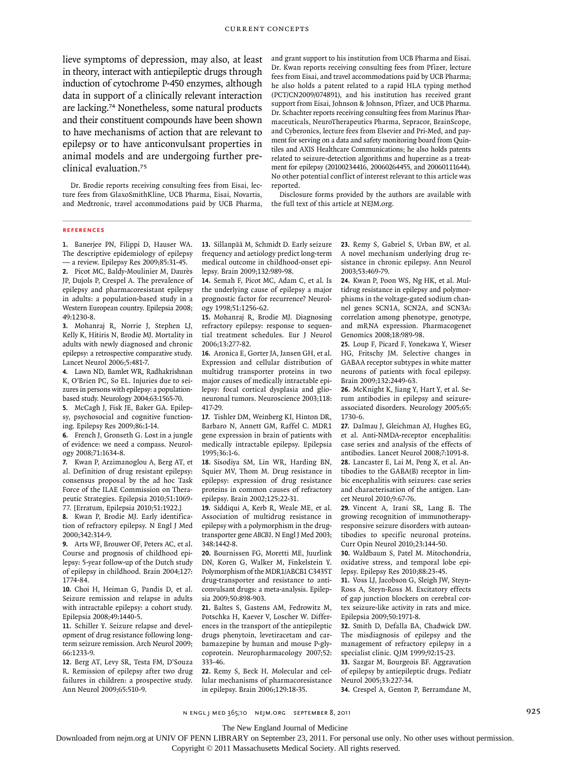lieve symptoms of depression, may also, at least in theory, interact with antiepileptic drugs through induction of cytochrome P-450 enzymes, although data in support of a clinically relevant interaction are lacking.[74] Nonetheless, some natural products and their constituent compounds have been shown to have mechanisms of action that are relevant to epilepsy or to have anticonvulsant properties in animal models and are undergoing further preclinical evaluation.[75]

Dr. Brodie reports receiving consulting fees from Eisai, lecture fees from GlaxoSmithKline, UCB Pharma, Eisai, Novartis, and Medtronic, travel accommodations paid by UCB Pharma, and grant support to his institution from UCB Pharma and Eisai. Dr. Kwan reports receiving consulting fees from Pfizer, lecture fees from Eisai, and travel accommodations paid by UCB Pharma; he also holds a patent related to a rapid HLA typing method (PCT/CN2009/074891), and his institution has received grant support from Eisai, Johnson & Johnson, Pfizer, and UCB Pharma. Dr. Schachter reports receiving consulting fees from Marinus Pharmaceuticals, NeuroTherapeutics Pharma, Sepracor, BrainScope, and Cyberonics, lecture fees from Elsevier and Pri-Med, and payment for serving on a data and safety monitoring board from Quintiles and AXIS Healthcare Communications; he also holds patents related to seizure-detection algorithms and huperzine as a treatment for epilepsy (20100234416, 20060264455, and 20060111644). No other potential conflict of interest relevant to this article was reported.

Disclosure forms provided by the authors are available with the full text of this article at NEJM.org.

## References

1. Banerjee PN, Filippi D, Hauser WA. The descriptive epidemiology of epilepsy — a review. Epilepsy Res 2009;85:31-45.
2. Picot MC, Baldy-Moulinier M, Daurès JP, Dujols P, Crespel A. The prevalence of epilepsy and pharmacoresistant epilepsy in adults: a population-based study in a Western European country. Epilepsia 2008; 49:1230-8.
3. Mohanraj R, Norrie J, Stephen LJ, Kelly K, Hitiris N, Brodie MJ. Mortality in adults with newly diagnosed and chronic epilepsy: a retrospective comparative study. Lancet Neurol 2006;5:481-7.
4. Lawn ND, Bamlet WR, Radhakrishnan K, O'Brien PC, So EL. Injuries due to seizures in persons with epilepsy: a population-based study. Neurology 2004;63:1565-70.
5. McCagh J, Fisk JE, Baker GA. Epilepsy, psychosocial and cognitive functioning. Epilepsy Res 2009;86:1-14.
6. French J, Gronseth G. Lost in a jungle of evidence: we need a compass. Neurology 2008;71:1634-8.
7. Kwan P, Arzimanoglou A, Berg AT, et al. Definition of drug resistant epilepsy: consensus proposal by the ad hoc Task Force of the ILAE Commission on Therapeutic Strategies. Epilepsia 2010;51:1069-77. [Erratum, Epilepsia 2010;51:1922.]
8. Kwan P, Brodie MJ. Early identification of refractory epilepsy. N Engl J Med 2000;342:314-9.
9. Arts WF, Brouwer OF, Peters AC, et al. Course and prognosis of childhood epilepsy: 5-year follow-up of the Dutch study of epilepsy in childhood. Brain 2004;127: 1774-84.
10. Choi H, Heiman G, Pandis D, et al. Seizure remission and relapse in adults with intractable epilepsy: a cohort study. Epilepsia 2008;49:1440-5.
11. Schiller Y. Seizure relapse and development of drug resistance following long-term seizure remission. Arch Neurol 2009; 66:1233-9.
12. Berg AT, Levy SR, Testa FM, D'Souza R. Remission of epilepsy after two drug failures in children: a prospective study. Ann Neurol 2009;65:510-9.
13. Sillanpää M, Schmidt D. Early seizure frequency and aetiology predict long-term medical outcome in childhood-onset epilepsy. Brain 2009;132:989-98.
14. Semah F, Picot MC, Adam C, et al. Is the underlying cause of epilepsy a major prognostic factor for recurrence? Neurology 1998;51:1256-62.
15. Mohanraj R, Brodie MJ. Diagnosing refractory epilepsy: response to sequential treatment schedules. Eur J Neurol 2006;13:277-82.
16. Aronica E, Gorter JA, Jansen GH, et al. Expression and cellular distribution of multidrug transporter proteins in two major causes of medically intractable epilepsy: focal cortical dysplasia and glioneuronal tumors. Neuroscience 2003;118: 417-29.
17. Tishler DM, Weinberg KI, Hinton DR, Barbaro N, Annett GM, Raffel C. MDR1 gene expression in brain of patients with medically intractable epilepsy. Epilepsia 1995;36:1-6.
18. Sisodiya SM, Lin WR, Harding BN, Squier MV, Thom M. Drug resistance in epilepsy: expression of drug resistance proteins in common causes of refractory epilepsy. Brain 2002;125:22-31.
19. Siddiqui A, Kerb R, Weale ME, et al. Association of multidrug resistance in epilepsy with a polymorphism in the drug-transporter gene *ABCB1*. N Engl J Med 2003; 348:1442-8.
20. Bournissen FG, Moretti ME, Juurlink DN, Koren G, Walker M, Finkelstein Y. Polymorphism of the MDR1/ABCB1 C3435T drug-transporter and resistance to anticonvulsant drugs: a meta-analysis. Epilepsia 2009;50:898-903.
21. Baltes S, Gastens AM, Fedrowitz M, Potschka H, Kaever V, Loscher W. Differences in the transport of the antiepileptic drugs phenytoin, levetiracetam and carbamazepine by human and mouse P-glycoprotein. Neuropharmacology 2007;52: 333-46.
22. Remy S, Beck H. Molecular and cellular mechanisms of pharmacoresistance in epilepsy. Brain 2006;129:18-35.
23. Remy S, Gabriel S, Urban BW, et al. A novel mechanism underlying drug resistance in chronic epilepsy. Ann Neurol 2003;53:469-79.
24. Kwan P, Poon WS, Ng HK, et al. Multidrug resistance in epilepsy and polymorphisms in the voltage-gated sodium channel genes SCN1A, SCN2A, and SCN3A: correlation among phenotype, genotype, and mRNA expression. Pharmacogenet Genomics 2008;18:989-98.
25. Loup F, Picard F, Yonekawa Y, Wieser HG, Fritschy JM. Selective changes in GABAA receptor subtypes in white matter neurons of patients with focal epilepsy. Brain 2009;132:2449-63.
26. McKnight K, Jiang Y, Hart Y, et al. Serum antibodies in epilepsy and seizure-associated disorders. Neurology 2005;65: 1730-6.
27. Dalmau J, Gleichman AJ, Hughes EG, et al. Anti-NMDA-receptor encephalitis: case series and analysis of the effects of antibodies. Lancet Neurol 2008;7:1091-8.
28. Lancaster E, Lai M, Peng X, et al. Antibodies to the GABA(B) receptor in limbic encephalitis with seizures: case series and characterisation of the antigen. Lancet Neurol 2010;9:67-76.
29. Vincent A, Irani SR, Lang B. The growing recognition of immunotherapy-responsive seizure disorders with autoantibodies to specific neuronal proteins. Curr Opin Neurol 2010;23:144-50.
30. Waldbaum S, Patel M. Mitochondria, oxidative stress, and temporal lobe epilepsy. Epilepsy Res 2010;88:23-45.
31. Voss LJ, Jacobson G, Sleigh JW, Steyn-Ross A, Steyn-Ross M. Excitatory effects of gap junction blockers on cerebral cortex seizure-like activity in rats and mice. Epilepsia 2009;50:1971-8.
32. Smith D, Defalla BA, Chadwick DW. The misdiagnosis of epilepsy and the management of refractory epilepsy in a specialist clinic. QJM 1999;92:15-23.
33. Sazgar M, Bourgeois BF. Aggravation of epilepsy by antiepileptic drugs. Pediatr Neurol 2005;33:227-34.
34. Crespel A, Genton P, Berramdane M,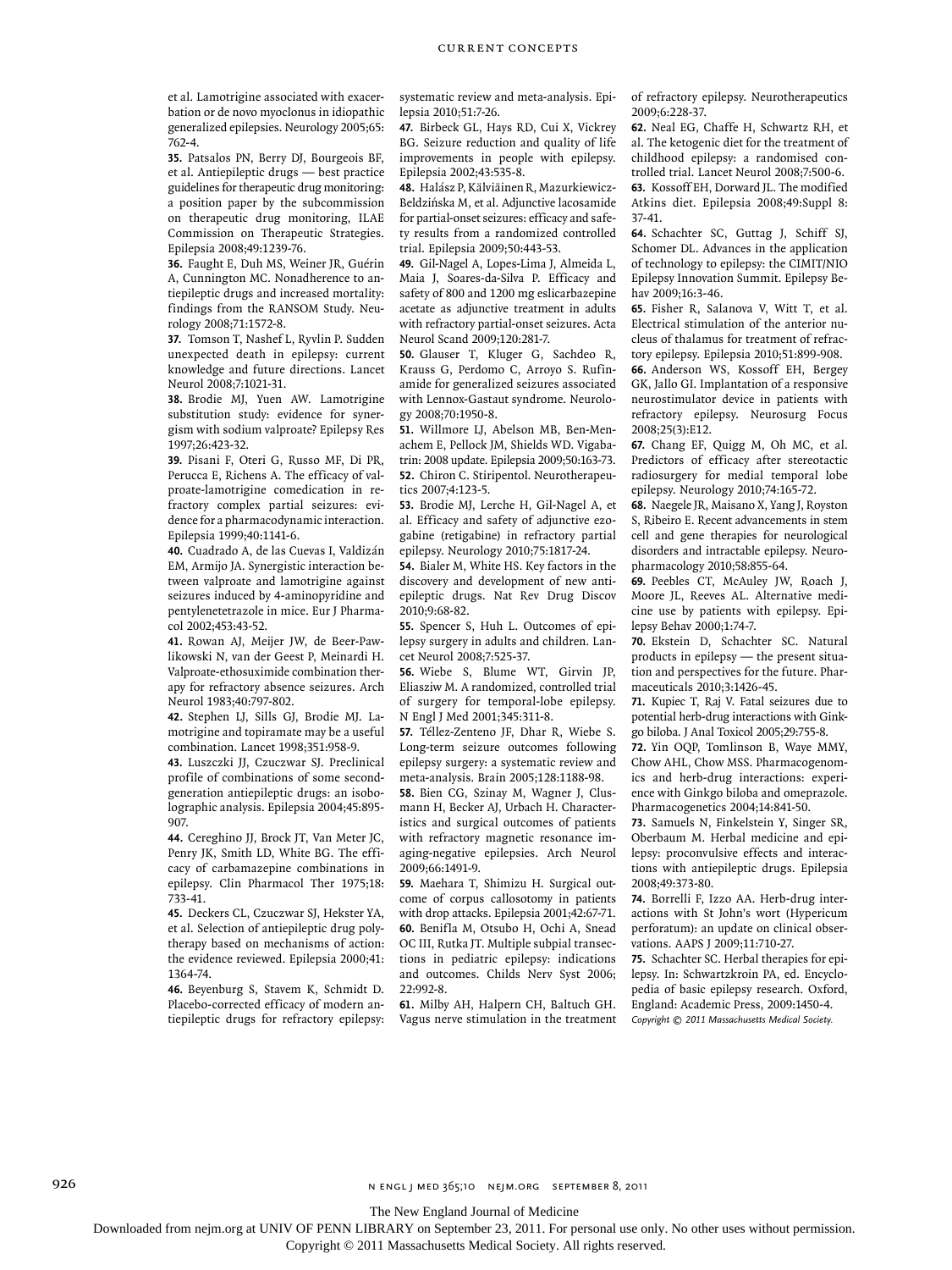et al. Lamotrigine associated with exacerbation or de novo myoclonus in idiopathic generalized epilepsies. Neurology 2005;65:762-4.

**35.** Patsalos PN, Berry DJ, Bourgeois BF, et al. Antiepileptic drugs — best practice guidelines for therapeutic drug monitoring: a position paper by the subcommission on therapeutic drug monitoring, ILAE Commission on Therapeutic Strategies. Epilepsia 2008;49:1239-76.

**36.** Faught E, Duh MS, Weiner JR, Guérin A, Cunnington MC. Nonadherence to antiepileptic drugs and increased mortality: findings from the RANSOM Study. Neurology 2008;71:1572-8.

**37.** Tomson T, Nashef L, Ryvlin P. Sudden unexpected death in epilepsy: current knowledge and future directions. Lancet Neurol 2008;7:1021-31.

**38.** Brodie MJ, Yuen AW. Lamotrigine substitution study: evidence for synergism with sodium valproate? Epilepsy Res 1997;26:423-32.

**39.** Pisani F, Oteri G, Russo MF, Di PR, Perucca E, Richens A. The efficacy of valproate-lamotrigine comedication in refractory complex partial seizures: evidence for a pharmacodynamic interaction. Epilepsia 1999;40:1141-6.

**40.** Cuadrado A, de las Cuevas I, Valdizán EM, Armijo JA. Synergistic interaction between valproate and lamotrigine against seizures induced by 4-aminopyridine and pentylenetetrazole in mice. Eur J Pharmacol 2002;453:43-52.

**41.** Rowan AJ, Meijer JW, de Beer-Pawlikowski N, van der Geest P, Meinardi H. Valproate-ethosuximide combination therapy for refractory absence seizures. Arch Neurol 1983;40:797-802.

**42.** Stephen LJ, Sills GJ, Brodie MJ. Lamotrigine and topiramate may be a useful combination. Lancet 1998;351:958-9.

**43.** Luszczki JJ, Czuczwar SJ. Preclinical profile of combinations of some second-generation antiepileptic drugs: an isobolographic analysis. Epilepsia 2004;45:895-907.

**44.** Cereghino JJ, Brock JT, Van Meter JC, Penry JK, Smith LD, White BG. The efficacy of carbamazepine combinations in epilepsy. Clin Pharmacol Ther 1975;18:733-41.

**45.** Deckers CL, Czuczwar SJ, Hekster YA, et al. Selection of antiepileptic drug polytherapy based on mechanisms of action: the evidence reviewed. Epilepsia 2000;41:1364-74.

**46.** Beyenburg S, Stavem K, Schmidt D. Placebo-corrected efficacy of modern antiepileptic drugs for refractory epilepsy: systematic review and meta-analysis. Epilepsia 2010;51:7-26.

**47.** Birbeck GL, Hays RD, Cui X, Vickrey BG. Seizure reduction and quality of life improvements in people with epilepsy. Epilepsia 2002;43:535-8.

**48.** Halász P, Kälviäinen R, Mazurkiewicz-Beldzińska M, et al. Adjunctive lacosamide for partial-onset seizures: efficacy and safety results from a randomized controlled trial. Epilepsia 2009;50:443-53.

**49.** Gil-Nagel A, Lopes-Lima J, Almeida L, Maia J, Soares-da-Silva P. Efficacy and safety of 800 and 1200 mg eslicarbazepine acetate as adjunctive treatment in adults with refractory partial-onset seizures. Acta Neurol Scand 2009;120:281-7.

**50.** Glauser T, Kluger G, Sachdeo R, Krauss G, Perdomo C, Arroyo S. Rufinamide for generalized seizures associated with Lennox-Gastaut syndrome. Neurology 2008;70:1950-8.

**51.** Willmore LJ, Abelson MB, Ben-Menachem E, Pellock JM, Shields WD. Vigabatrin: 2008 update. Epilepsia 2009;50:163-73.

**52.** Chiron C. Stiripentol. Neurotherapeutics 2007;4:123-5.

**53.** Brodie MJ, Lerche H, Gil-Nagel A, et al. Efficacy and safety of adjunctive ezogabine (retigabine) in refractory partial epilepsy. Neurology 2010;75:1817-24.

**54.** Bialer M, White HS. Key factors in the discovery and development of new antiepileptic drugs. Nat Rev Drug Discov 2010;9:68-82.

**55.** Spencer S, Huh L. Outcomes of epilepsy surgery in adults and children. Lancet Neurol 2008;7:525-37.

**56.** Wiebe S, Blume WT, Girvin JP, Eliasziw M. A randomized, controlled trial of surgery for temporal-lobe epilepsy. N Engl J Med 2001;345:311-8.

**57.** Téllez-Zenteno JF, Dhar R, Wiebe S. Long-term seizure outcomes following epilepsy surgery: a systematic review and meta-analysis. Brain 2005;128:1188-98.

**58.** Bien CG, Szinay M, Wagner J, Clusmann H, Becker AJ, Urbach H. Characteristics and surgical outcomes of patients with refractory magnetic resonance imaging-negative epilepsies. Arch Neurol 2009;66:1491-9.

**59.** Maehara T, Shimizu H. Surgical outcome of corpus callosotomy in patients with drop attacks. Epilepsia 2001;42:67-71.

**60.** Benifla M, Otsubo H, Ochi A, Snead OC III, Rutka JT. Multiple subpial transections in pediatric epilepsy: indications and outcomes. Childs Nerv Syst 2006;22:992-8.

**61.** Milby AH, Halpern CH, Baltuch GH. Vagus nerve stimulation in the treatment of refractory epilepsy. Neurotherapeutics 2009;6:228-37.

**62.** Neal EG, Chaffe H, Schwartz RH, et al. The ketogenic diet for the treatment of childhood epilepsy: a randomised controlled trial. Lancet Neurol 2008;7:500-6.

**63.** Kossoff EH, Dorward JL. The modified Atkins diet. Epilepsia 2008;49:Suppl 8:37-41.

**64.** Schachter SC, Guttag J, Schiff SJ, Schomer DL. Advances in the application of technology to epilepsy: the CIMIT/NIO Epilepsy Innovation Summit. Epilepsy Behav 2009;16:3-46.

**65.** Fisher R, Salanova V, Witt T, et al. Electrical stimulation of the anterior nucleus of thalamus for treatment of refractory epilepsy. Epilepsia 2010;51:899-908.

**66.** Anderson WS, Kossoff EH, Bergey GK, Jallo GI. Implantation of a responsive neurostimulator device in patients with refractory epilepsy. Neurosurg Focus 2008;25(3):E12.

**67.** Chang EF, Quigg M, Oh MC, et al. Predictors of efficacy after stereotactic radiosurgery for medial temporal lobe epilepsy. Neurology 2010;74:165-72.

**68.** Naegele JR, Maisano X, Yang J, Royston S, Ribeiro E. Recent advancements in stem cell and gene therapies for neurological disorders and intractable epilepsy. Neuropharmacology 2010;58:855-64.

**69.** Peebles CT, McAuley JW, Roach J, Moore JL, Reeves AL. Alternative medicine use by patients with epilepsy. Epilepsy Behav 2000;1:74-7.

**70.** Ekstein D, Schachter SC. Natural products in epilepsy — the present situation and perspectives for the future. Pharmaceuticals 2010;3:1426-45.

**71.** Kupiec T, Raj V. Fatal seizures due to potential herb-drug interactions with Ginkgo biloba. J Anal Toxicol 2005;29:755-8.

**72.** Yin OQP, Tomlinson B, Waye MMY, Chow AHL, Chow MSS. Pharmacogenomics and herb-drug interactions: experience with Ginkgo biloba and omeprazole. Pharmacogenetics 2004;14:841-50.

**73.** Samuels N, Finkelstein Y, Singer SR, Oberbaum M. Herbal medicine and epilepsy: proconvulsive effects and interactions with antiepileptic drugs. Epilepsia 2008;49:373-80.

**74.** Borrelli F, Izzo AA. Herb-drug interactions with St John's wort (Hypericum perforatum): an update on clinical observations. AAPS J 2009;11:710-27.

**75.** Schachter SC. Herbal therapies for epilepsy. In: Schwartzkroin PA, ed. Encyclopedia of basic epilepsy research. Oxford, England: Academic Press, 2009:1450-4.

*Copyright © 2011 Massachusetts Medical Society.*